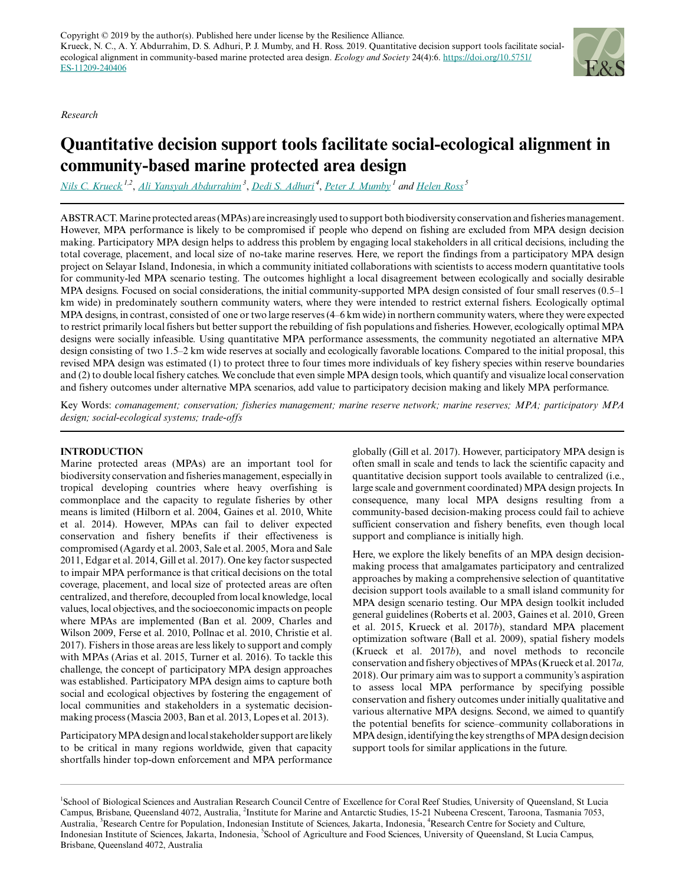Copyright © 2019 by the author(s). Published here under license by the Resilience Alliance.
Krueck, N. C., A. Y. Abdurrahim, D. S. Adhuri, P. J. Mumby, and H. Ross. 2019. Quantitative decision support tools facilitate social-ecological alignment in community-based marine protected area design. *Ecology and Society* 24(4):6. https://doi.org/10.5751/ES-11209-240406

*Research*

# Quantitative decision support tools facilitate social-ecological alignment in community-based marine protected area design

Nils C. Krueck[1,2], Ali Yansyah Abdurrahim[3], Dedi S. Adhuri[4], Peter J. Mumby[1] and Helen Ross[5]

ABSTRACT. Marine protected areas (MPAs) are increasingly used to support both biodiversity conservation and fisheries management. However, MPA performance is likely to be compromised if people who depend on fishing are excluded from MPA design decision making. Participatory MPA design helps to address this problem by engaging local stakeholders in all critical decisions, including the total coverage, placement, and local size of no-take marine reserves. Here, we report the findings from a participatory MPA design project on Selayar Island, Indonesia, in which a community initiated collaborations with scientists to access modern quantitative tools for community-led MPA scenario testing. The outcomes highlight a local disagreement between ecologically and socially desirable MPA designs. Focused on social considerations, the initial community-supported MPA design consisted of four small reserves (0.5–1 km wide) in predominately southern community waters, where they were intended to restrict external fishers. Ecologically optimal MPA designs, in contrast, consisted of one or two large reserves (4–6 km wide) in northern community waters, where they were expected to restrict primarily local fishers but better support the rebuilding of fish populations and fisheries. However, ecologically optimal MPA designs were socially infeasible. Using quantitative MPA performance assessments, the community negotiated an alternative MPA design consisting of two 1.5–2 km wide reserves at socially and ecologically favorable locations. Compared to the initial proposal, this revised MPA design was estimated (1) to protect three to four times more individuals of key fishery species within reserve boundaries and (2) to double local fishery catches. We conclude that even simple MPA design tools, which quantify and visualize local conservation and fishery outcomes under alternative MPA scenarios, add value to participatory decision making and likely MPA performance.

Key Words: *comanagement; conservation; fisheries management; marine reserve network; marine reserves; MPA; participatory MPA design; social-ecological systems; trade-offs*

## INTRODUCTION

Marine protected areas (MPAs) are an important tool for biodiversity conservation and fisheries management, especially in tropical developing countries where heavy overfishing is commonplace and the capacity to regulate fisheries by other means is limited (Hilborn et al. 2004, Gaines et al. 2010, White et al. 2014). However, MPAs can fail to deliver expected conservation and fishery benefits if their effectiveness is compromised (Agardy et al. 2003, Sale et al. 2005, Mora and Sale 2011, Edgar et al. 2014, Gill et al. 2017). One key factor suspected to impair MPA performance is that critical decisions on the total coverage, placement, and local size of protected areas are often centralized, and therefore, decoupled from local knowledge, local values, local objectives, and the socioeconomic impacts on people where MPAs are implemented (Ban et al. 2009, Charles and Wilson 2009, Ferse et al. 2010, Pollnac et al. 2010, Christie et al. 2017). Fishers in those areas are less likely to support and comply with MPAs (Arias et al. 2015, Turner et al. 2016). To tackle this challenge, the concept of participatory MPA design approaches was established. Participatory MPA design aims to capture both social and ecological objectives by fostering the engagement of local communities and stakeholders in a systematic decision-making process (Mascia 2003, Ban et al. 2013, Lopes et al. 2013).

Participatory MPA design and local stakeholder support are likely to be critical in many regions worldwide, given that capacity shortfalls hinder top-down enforcement and MPA performance globally (Gill et al. 2017). However, participatory MPA design is often small in scale and tends to lack the scientific capacity and quantitative decision support tools available to centralized (i.e., large scale and government coordinated) MPA design projects. In consequence, many local MPA designs resulting from a community-based decision-making process could fail to achieve sufficient conservation and fishery benefits, even though local support and compliance is initially high.

Here, we explore the likely benefits of an MPA design decision-making process that amalgamates participatory and centralized approaches by making a comprehensive selection of quantitative decision support tools available to a small island community for MPA design scenario testing. Our MPA design toolkit included general guidelines (Roberts et al. 2003, Gaines et al. 2010, Green et al. 2015, Krueck et al. 2017*b*), standard MPA placement optimization software (Ball et al. 2009), spatial fishery models (Krueck et al. 2017*b*), and novel methods to reconcile conservation and fishery objectives of MPAs (Krueck et al. 2017*a,* 2018). Our primary aim was to support a community's aspiration to assess local MPA performance by specifying possible conservation and fishery outcomes under initially qualitative and various alternative MPA designs. Second, we aimed to quantify the potential benefits for science–community collaborations in MPA design, identifying the key strengths of MPA design decision support tools for similar applications in the future.

[1]School of Biological Sciences and Australian Research Council Centre of Excellence for Coral Reef Studies, University of Queensland, St Lucia Campus, Brisbane, Queensland 4072, Australia, [2]Institute for Marine and Antarctic Studies, 15-21 Nubeena Crescent, Taroona, Tasmania 7053, Australia, [3]Research Centre for Population, Indonesian Institute of Sciences, Jakarta, Indonesia, [4]Research Centre for Society and Culture, Indonesian Institute of Sciences, Jakarta, Indonesia, [5]School of Agriculture and Food Sciences, University of Queensland, St Lucia Campus, Brisbane, Queensland 4072, Australia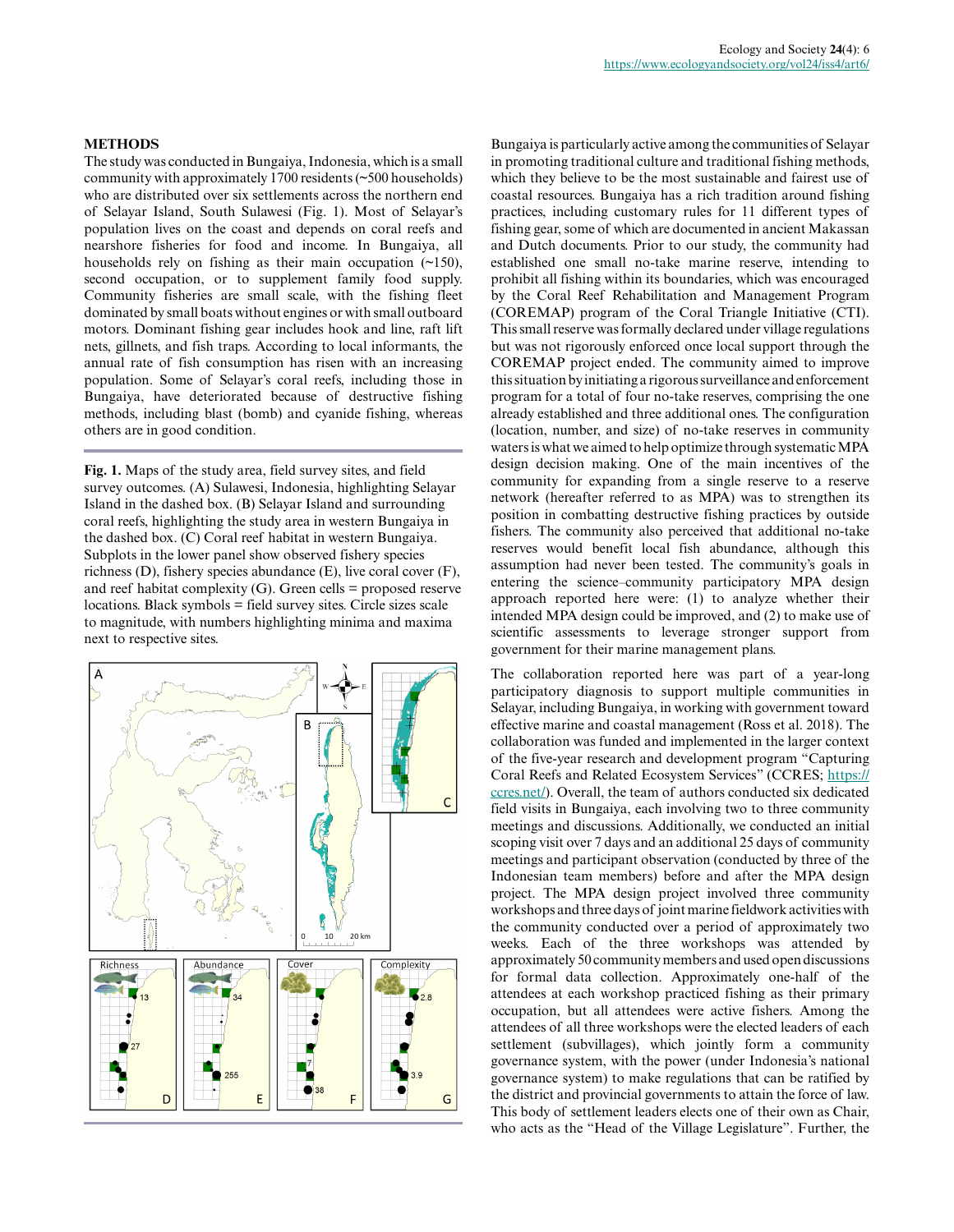## METHODS

The study was conducted in Bungaiya, Indonesia, which is a small community with approximately 1700 residents (~500 households) who are distributed over six settlements across the northern end of Selayar Island, South Sulawesi (Fig. 1). Most of Selayar's population lives on the coast and depends on coral reefs and nearshore fisheries for food and income. In Bungaiya, all households rely on fishing as their main occupation (~150), second occupation, or to supplement family food supply. Community fisheries are small scale, with the fishing fleet dominated by small boats without engines or with small outboard motors. Dominant fishing gear includes hook and line, raft lift nets, gillnets, and fish traps. According to local informants, the annual rate of fish consumption has risen with an increasing population. Some of Selayar's coral reefs, including those in Bungaiya, have deteriorated because of destructive fishing methods, including blast (bomb) and cyanide fishing, whereas others are in good condition.

**Fig. 1.** Maps of the study area, field survey sites, and field survey outcomes. (A) Sulawesi, Indonesia, highlighting Selayar Island in the dashed box. (B) Selayar Island and surrounding coral reefs, highlighting the study area in western Bungaiya in the dashed box. (C) Coral reef habitat in western Bungaiya. Subplots in the lower panel show observed fishery species richness (D), fishery species abundance (E), live coral cover (F), and reef habitat complexity (G). Green cells = proposed reserve locations. Black symbols = field survey sites. Circle sizes scale to magnitude, with numbers highlighting minima and maxima next to respective sites.

Bungaiya is particularly active among the communities of Selayar in promoting traditional culture and traditional fishing methods, which they believe to be the most sustainable and fairest use of coastal resources. Bungaiya has a rich tradition around fishing practices, including customary rules for 11 different types of fishing gear, some of which are documented in ancient Makassan and Dutch documents. Prior to our study, the community had established one small no-take marine reserve, intending to prohibit all fishing within its boundaries, which was encouraged by the Coral Reef Rehabilitation and Management Program (COREMAP) program of the Coral Triangle Initiative (CTI). This small reserve was formally declared under village regulations but was not rigorously enforced once local support through the COREMAP project ended. The community aimed to improve this situation by initiating a rigorous surveillance and enforcement program for a total of four no-take reserves, comprising the one already established and three additional ones. The configuration (location, number, and size) of no-take reserves in community waters is what we aimed to help optimize through systematic MPA design decision making. One of the main incentives of the community for expanding from a single reserve to a reserve network (hereafter referred to as MPA) was to strengthen its position in combatting destructive fishing practices by outside fishers. The community also perceived that additional no-take reserves would benefit local fish abundance, although this assumption had never been tested. The community's goals in entering the science–community participatory MPA design approach reported here were: (1) to analyze whether their intended MPA design could be improved, and (2) to make use of scientific assessments to leverage stronger support from government for their marine management plans.

The collaboration reported here was part of a year-long participatory diagnosis to support multiple communities in Selayar, including Bungaiya, in working with government toward effective marine and coastal management (Ross et al. 2018). The collaboration was funded and implemented in the larger context of the five-year research and development program "Capturing Coral Reefs and Related Ecosystem Services" (CCRES; https://ccres.net/). Overall, the team of authors conducted six dedicated field visits in Bungaiya, each involving two to three community meetings and discussions. Additionally, we conducted an initial scoping visit over 7 days and an additional 25 days of community meetings and participant observation (conducted by three of the Indonesian team members) before and after the MPA design project. The MPA design project involved three community workshops and three days of joint marine fieldwork activities with the community conducted over a period of approximately two weeks. Each of the three workshops was attended by approximately 50 community members and used open discussions for formal data collection. Approximately one-half of the attendees at each workshop practiced fishing as their primary occupation, but all attendees were active fishers. Among the attendees of all three workshops were the elected leaders of each settlement (subvillages), which jointly form a community governance system, with the power (under Indonesia's national governance system) to make regulations that can be ratified by the district and provincial governments to attain the force of law. This body of settlement leaders elects one of their own as Chair, who acts as the "Head of the Village Legislature". Further, the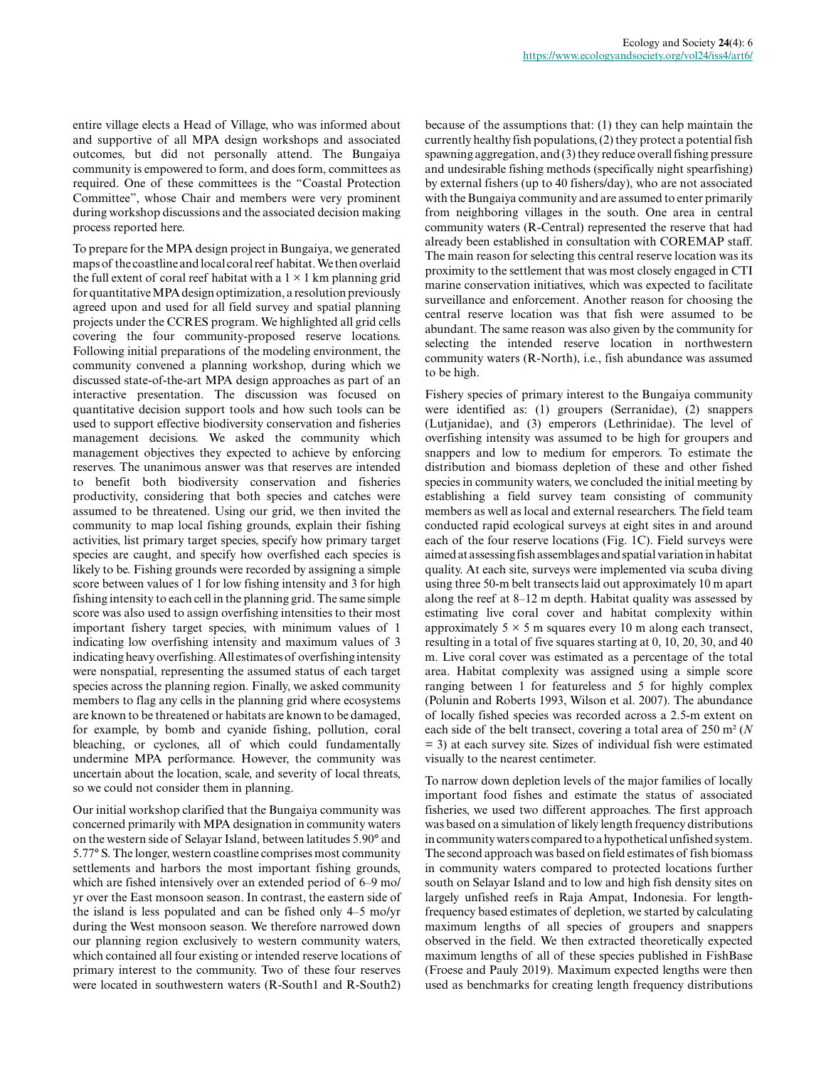entire village elects a Head of Village, who was informed about and supportive of all MPA design workshops and associated outcomes, but did not personally attend. The Bungaiya community is empowered to form, and does form, committees as required. One of these committees is the "Coastal Protection Committee", whose Chair and members were very prominent during workshop discussions and the associated decision making process reported here.

To prepare for the MPA design project in Bungaiya, we generated maps of the coastline and local coral reef habitat. We then overlaid the full extent of coral reef habitat with a 1 × 1 km planning grid for quantitative MPA design optimization, a resolution previously agreed upon and used for all field survey and spatial planning projects under the CCRES program. We highlighted all grid cells covering the four community-proposed reserve locations. Following initial preparations of the modeling environment, the community convened a planning workshop, during which we discussed state-of-the-art MPA design approaches as part of an interactive presentation. The discussion was focused on quantitative decision support tools and how such tools can be used to support effective biodiversity conservation and fisheries management decisions. We asked the community which management objectives they expected to achieve by enforcing reserves. The unanimous answer was that reserves are intended to benefit both biodiversity conservation and fisheries productivity, considering that both species and catches were assumed to be threatened. Using our grid, we then invited the community to map local fishing grounds, explain their fishing activities, list primary target species, specify how primary target species are caught, and specify how overfished each species is likely to be. Fishing grounds were recorded by assigning a simple score between values of 1 for low fishing intensity and 3 for high fishing intensity to each cell in the planning grid. The same simple score was also used to assign overfishing intensities to their most important fishery target species, with minimum values of 1 indicating low overfishing intensity and maximum values of 3 indicating heavy overfishing. All estimates of overfishing intensity were nonspatial, representing the assumed status of each target species across the planning region. Finally, we asked community members to flag any cells in the planning grid where ecosystems are known to be threatened or habitats are known to be damaged, for example, by bomb and cyanide fishing, pollution, coral bleaching, or cyclones, all of which could fundamentally undermine MPA performance. However, the community was uncertain about the location, scale, and severity of local threats, so we could not consider them in planning.

Our initial workshop clarified that the Bungaiya community was concerned primarily with MPA designation in community waters on the western side of Selayar Island, between latitudes 5.90° and 5.77° S. The longer, western coastline comprises most community settlements and harbors the most important fishing grounds, which are fished intensively over an extended period of 6–9 mo/yr over the East monsoon season. In contrast, the eastern side of the island is less populated and can be fished only 4–5 mo/yr during the West monsoon season. We therefore narrowed down our planning region exclusively to western community waters, which contained all four existing or intended reserve locations of primary interest to the community. Two of these four reserves were located in southwestern waters (R-South1 and R-South2) because of the assumptions that: (1) they can help maintain the currently healthy fish populations, (2) they protect a potential fish spawning aggregation, and (3) they reduce overall fishing pressure and undesirable fishing methods (specifically night spearfishing) by external fishers (up to 40 fishers/day), who are not associated with the Bungaiya community and are assumed to enter primarily from neighboring villages in the south. One area in central community waters (R-Central) represented the reserve that had already been established in consultation with COREMAP staff. The main reason for selecting this central reserve location was its proximity to the settlement that was most closely engaged in CTI marine conservation initiatives, which was expected to facilitate surveillance and enforcement. Another reason for choosing the central reserve location was that fish were assumed to be abundant. The same reason was also given by the community for selecting the intended reserve location in northwestern community waters (R-North), i.e., fish abundance was assumed to be high.

Fishery species of primary interest to the Bungaiya community were identified as: (1) groupers (Serranidae), (2) snappers (Lutjanidae), and (3) emperors (Lethrinidae). The level of overfishing intensity was assumed to be high for groupers and snappers and low to medium for emperors. To estimate the distribution and biomass depletion of these and other fished species in community waters, we concluded the initial meeting by establishing a field survey team consisting of community members as well as local and external researchers. The field team conducted rapid ecological surveys at eight sites in and around each of the four reserve locations (Fig. 1C). Field surveys were aimed at assessing fish assemblages and spatial variation in habitat quality. At each site, surveys were implemented via scuba diving using three 50-m belt transects laid out approximately 10 m apart along the reef at 8–12 m depth. Habitat quality was assessed by estimating live coral cover and habitat complexity within approximately 5 × 5 m squares every 10 m along each transect, resulting in a total of five squares starting at 0, 10, 20, 30, and 40 m. Live coral cover was estimated as a percentage of the total area. Habitat complexity was assigned using a simple score ranging between 1 for featureless and 5 for highly complex (Polunin and Roberts 1993, Wilson et al. 2007). The abundance of locally fished species was recorded across a 2.5-m extent on each side of the belt transect, covering a total area of 250 m² ($N = 3$) at each survey site. Sizes of individual fish were estimated visually to the nearest centimeter.

To narrow down depletion levels of the major families of locally important food fishes and estimate the status of associated fisheries, we used two different approaches. The first approach was based on a simulation of likely length frequency distributions in community waters compared to a hypothetical unfished system. The second approach was based on field estimates of fish biomass in community waters compared to protected locations further south on Selayar Island and to low and high fish density sites on largely unfished reefs in Raja Ampat, Indonesia. For length-frequency based estimates of depletion, we started by calculating maximum lengths of all species of groupers and snappers observed in the field. We then extracted theoretically expected maximum lengths of all of these species published in FishBase (Froese and Pauly 2019). Maximum expected lengths were then used as benchmarks for creating length frequency distributions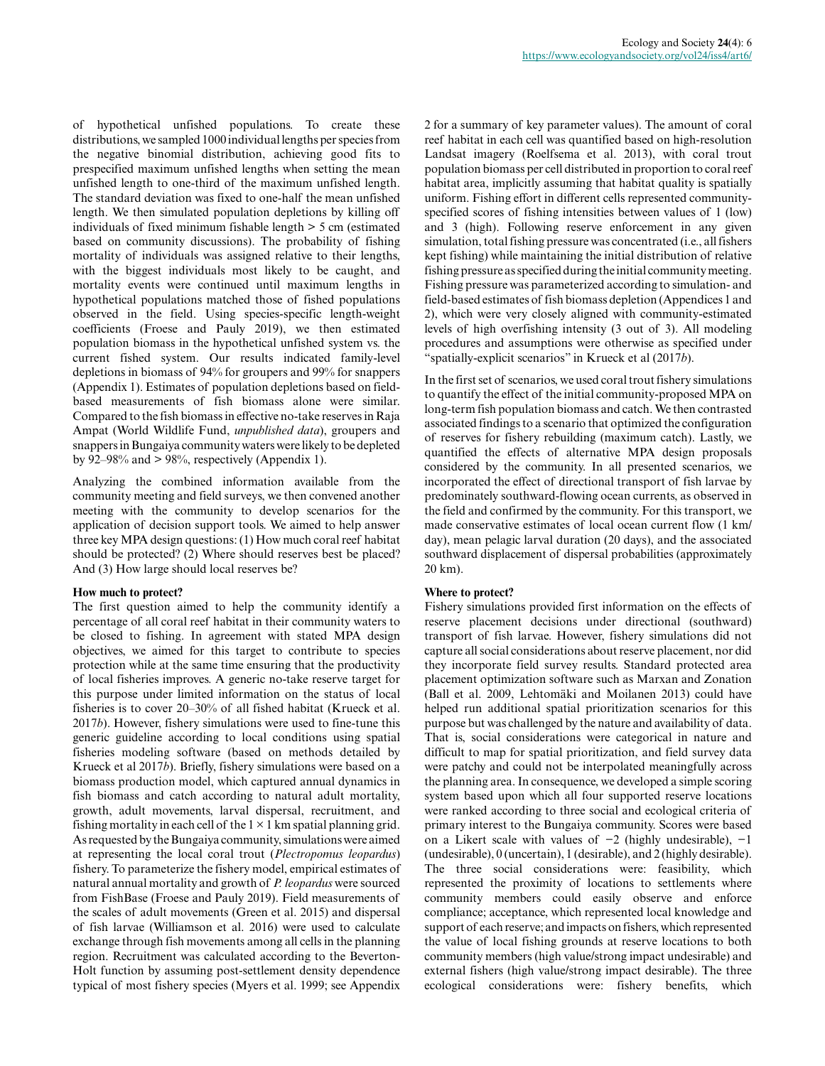of hypothetical unfished populations. To create these distributions, we sampled 1000 individual lengths per species from the negative binomial distribution, achieving good fits to prespecified maximum unfished lengths when setting the mean unfished length to one-third of the maximum unfished length. The standard deviation was fixed to one-half the mean unfished length. We then simulated population depletions by killing off individuals of fixed minimum fishable length > 5 cm (estimated based on community discussions). The probability of fishing mortality of individuals was assigned relative to their lengths, with the biggest individuals most likely to be caught, and mortality events were continued until maximum lengths in hypothetical populations matched those of fished populations observed in the field. Using species-specific length-weight coefficients (Froese and Pauly 2019), we then estimated population biomass in the hypothetical unfished system vs. the current fished system. Our results indicated family-level depletions in biomass of 94% for groupers and 99% for snappers (Appendix 1). Estimates of population depletions based on field-based measurements of fish biomass alone were similar. Compared to the fish biomass in effective no-take reserves in Raja Ampat (World Wildlife Fund, *unpublished data*), groupers and snappers in Bungaiya community waters were likely to be depleted by 92–98% and > 98%, respectively (Appendix 1).

Analyzing the combined information available from the community meeting and field surveys, we then convened another meeting with the community to develop scenarios for the application of decision support tools. We aimed to help answer three key MPA design questions: (1) How much coral reef habitat should be protected? (2) Where should reserves best be placed? And (3) How large should local reserves be?

### How much to protect?

The first question aimed to help the community identify a percentage of all coral reef habitat in their community waters to be closed to fishing. In agreement with stated MPA design objectives, we aimed for this target to contribute to species protection while at the same time ensuring that the productivity of local fisheries improves. A generic no-take reserve target for this purpose under limited information on the status of local fisheries is to cover 20–30% of all fished habitat (Krueck et al. 2017*b*). However, fishery simulations were used to fine-tune this generic guideline according to local conditions using spatial fisheries modeling software (based on methods detailed by Krueck et al 2017*b*). Briefly, fishery simulations were based on a biomass production model, which captured annual dynamics in fish biomass and catch according to natural adult mortality, growth, adult movements, larval dispersal, recruitment, and fishing mortality in each cell of the 1 × 1 km spatial planning grid. As requested by the Bungaiya community, simulations were aimed at representing the local coral trout (*Plectropomus leopardus*) fishery. To parameterize the fishery model, empirical estimates of natural annual mortality and growth of *P. leopardus* were sourced from FishBase (Froese and Pauly 2019). Field measurements of the scales of adult movements (Green et al. 2015) and dispersal of fish larvae (Williamson et al. 2016) were used to calculate exchange through fish movements among all cells in the planning region. Recruitment was calculated according to the Beverton-Holt function by assuming post-settlement density dependence typical of most fishery species (Myers et al. 1999; see Appendix 2 for a summary of key parameter values). The amount of coral reef habitat in each cell was quantified based on high-resolution Landsat imagery (Roelfsema et al. 2013), with coral trout population biomass per cell distributed in proportion to coral reef habitat area, implicitly assuming that habitat quality is spatially uniform. Fishing effort in different cells represented community-specified scores of fishing intensities between values of 1 (low) and 3 (high). Following reserve enforcement in any given simulation, total fishing pressure was concentrated (i.e., all fishers kept fishing) while maintaining the initial distribution of relative fishing pressure as specified during the initial community meeting. Fishing pressure was parameterized according to simulation- and field-based estimates of fish biomass depletion (Appendices 1 and 2), which were very closely aligned with community-estimated levels of high overfishing intensity (3 out of 3). All modeling procedures and assumptions were otherwise as specified under "spatially-explicit scenarios" in Krueck et al (2017*b*).

In the first set of scenarios, we used coral trout fishery simulations to quantify the effect of the initial community-proposed MPA on long-term fish population biomass and catch. We then contrasted associated findings to a scenario that optimized the configuration of reserves for fishery rebuilding (maximum catch). Lastly, we quantified the effects of alternative MPA design proposals considered by the community. In all presented scenarios, we incorporated the effect of directional transport of fish larvae by predominately southward-flowing ocean currents, as observed in the field and confirmed by the community. For this transport, we made conservative estimates of local ocean current flow (1 km/day), mean pelagic larval duration (20 days), and the associated southward displacement of dispersal probabilities (approximately 20 km).

### Where to protect?

Fishery simulations provided first information on the effects of reserve placement decisions under directional (southward) transport of fish larvae. However, fishery simulations did not capture all social considerations about reserve placement, nor did they incorporate field survey results. Standard protected area placement optimization software such as Marxan and Zonation (Ball et al. 2009, Lehtomäki and Moilanen 2013) could have helped run additional spatial prioritization scenarios for this purpose but was challenged by the nature and availability of data. That is, social considerations were categorical in nature and difficult to map for spatial prioritization, and field survey data were patchy and could not be interpolated meaningfully across the planning area. In consequence, we developed a simple scoring system based upon which all four supported reserve locations were ranked according to three social and ecological criteria of primary interest to the Bungaiya community. Scores were based on a Likert scale with values of −2 (highly undesirable), −1 (undesirable), 0 (uncertain), 1 (desirable), and 2 (highly desirable). The three social considerations were: feasibility, which represented the proximity of locations to settlements where community members could easily observe and enforce compliance; acceptance, which represented local knowledge and support of each reserve; and impacts on fishers, which represented the value of local fishing grounds at reserve locations to both community members (high value/strong impact undesirable) and external fishers (high value/strong impact desirable). The three ecological considerations were: fishery benefits, which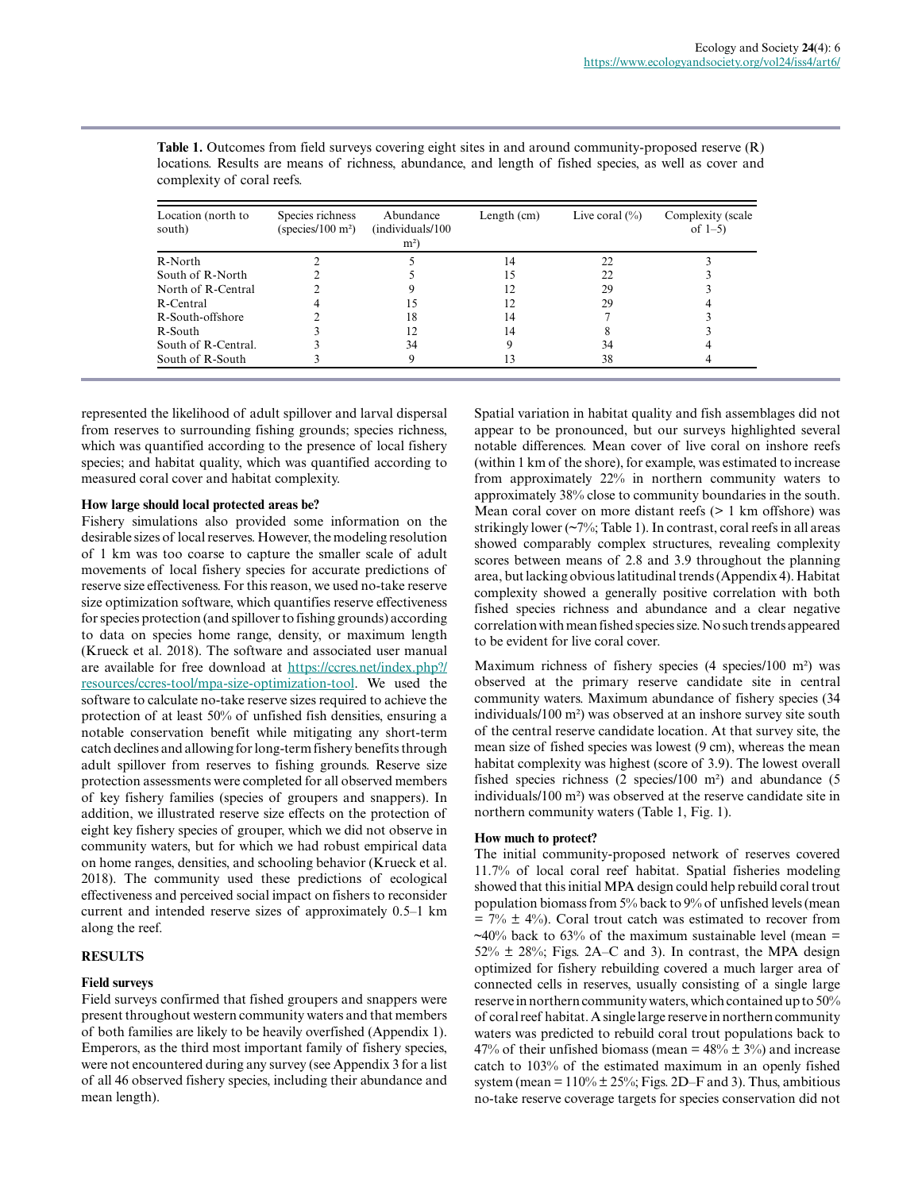**Table 1.** Outcomes from field surveys covering eight sites in and around community-proposed reserve (R) locations. Results are means of richness, abundance, and length of fished species, as well as cover and complexity of coral reefs.

| Location (north to south) | Species richness (species/100 m²) | Abundance (individuals/100 m²) | Length (cm) | Live coral (%) | Complexity (scale of 1–5) |
|---|---|---|---|---|---|
| R-North | 2 | 5 | 14 | 22 | 3 |
| South of R-North | 2 | 5 | 15 | 22 | 3 |
| North of R-Central | 2 | 9 | 12 | 29 | 3 |
| R-Central | 4 | 15 | 12 | 29 | 4 |
| R-South-offshore | 2 | 18 | 14 | 7 | 3 |
| R-South | 3 | 12 | 14 | 8 | 3 |
| South of R-Central. | 3 | 34 | 9 | 34 | 4 |
| South of R-South | 3 | 9 | 13 | 38 | 4 |

represented the likelihood of adult spillover and larval dispersal from reserves to surrounding fishing grounds; species richness, which was quantified according to the presence of local fishery species; and habitat quality, which was quantified according to measured coral cover and habitat complexity.

**How large should local protected areas be?**

Fishery simulations also provided some information on the desirable sizes of local reserves. However, the modeling resolution of 1 km was too coarse to capture the smaller scale of adult movements of local fishery species for accurate predictions of reserve size effectiveness. For this reason, we used no-take reserve size optimization software, which quantifies reserve effectiveness for species protection (and spillover to fishing grounds) according to data on species home range, density, or maximum length (Krueck et al. 2018). The software and associated user manual are available for free download at https://ccres.net/index.php?/resources/ccres-tool/mpa-size-optimization-tool. We used the software to calculate no-take reserve sizes required to achieve the protection of at least 50% of unfished densities, ensuring a notable conservation benefit while mitigating any short-term catch declines and allowing for long-term fishery benefits through adult spillover from reserves to fishing grounds. Reserve size protection assessments were completed for all observed members of key fishery families (species of groupers and snappers). In addition, we illustrated reserve size effects on the protection of eight key fishery species of grouper, which we did not observe in community waters, but for which we had robust empirical data on home ranges, densities, and schooling behavior (Krueck et al. 2018). The community used these predictions of ecological effectiveness and perceived social impact on fishers to reconsider current and intended reserve sizes of approximately 0.5–1 km along the reef.

## RESULTS

**Field surveys**

Field surveys confirmed that fished groupers and snappers were present throughout western community waters and that members of both families are likely to be heavily overfished (Appendix 1). Emperors, as the third most important family of fishery species, were not encountered during any survey (see Appendix 3 for a list of all 46 observed fishery species, including their abundance and mean length).

Spatial variation in habitat quality and fish assemblages did not appear to be pronounced, but our surveys highlighted several notable differences. Mean cover of live coral on inshore reefs (within 1 km of the shore), for example, was estimated to increase from approximately 22% in northern community waters to approximately 38% close to community boundaries in the south. Mean coral cover on more distant reefs (> 1 km offshore) was strikingly lower (~7%; Table 1). In contrast, coral reefs in all areas showed comparably complex structures, revealing complexity scores between means of 2.8 and 3.9 throughout the planning area, but lacking obvious latitudinal trends (Appendix 4). Habitat complexity showed a generally positive correlation with both fished species richness and abundance and a clear negative correlation with mean fished species size. No such trends appeared to be evident for live coral cover.

Maximum richness of fishery species (4 species/100 m²) was observed at the primary reserve candidate site in central community waters. Maximum abundance of fishery species (34 individuals/100 m²) was observed at an inshore survey site south of the central reserve candidate location. At that survey site, the mean size of fished species was lowest (9 cm), whereas the mean habitat complexity was highest (score of 3.9). The lowest overall fished species richness (2 species/100 m²) and abundance (5 individuals/100 m²) was observed at the reserve candidate site in northern community waters (Table 1, Fig. 1).

**How much to protect?**

The initial community-proposed network of reserves covered 11.7% of local coral reef habitat. Spatial fisheries modeling showed that this initial MPA design could help rebuild coral trout population biomass from 5% back to 9% of unfished levels (mean = 7% ± 4%). Coral trout catch was estimated to recover from ~40% back to 63% of the maximum sustainable level (mean = 52% ± 28%; Figs. 2A–C and 3). In contrast, the MPA design optimized for fishery rebuilding covered a much larger area of connected cells in reserves, usually consisting of a single large reserve in northern community waters, which contained up to 50% of coral reef habitat. A single large reserve in northern community waters was predicted to rebuild coral trout populations back to 47% of their unfished biomass (mean = 48% ± 3%) and increase catch to 103% of the estimated maximum in an openly fished system (mean = 110% ± 25%; Figs. 2D–F and 3). Thus, ambitious no-take reserve coverage targets for species conservation did not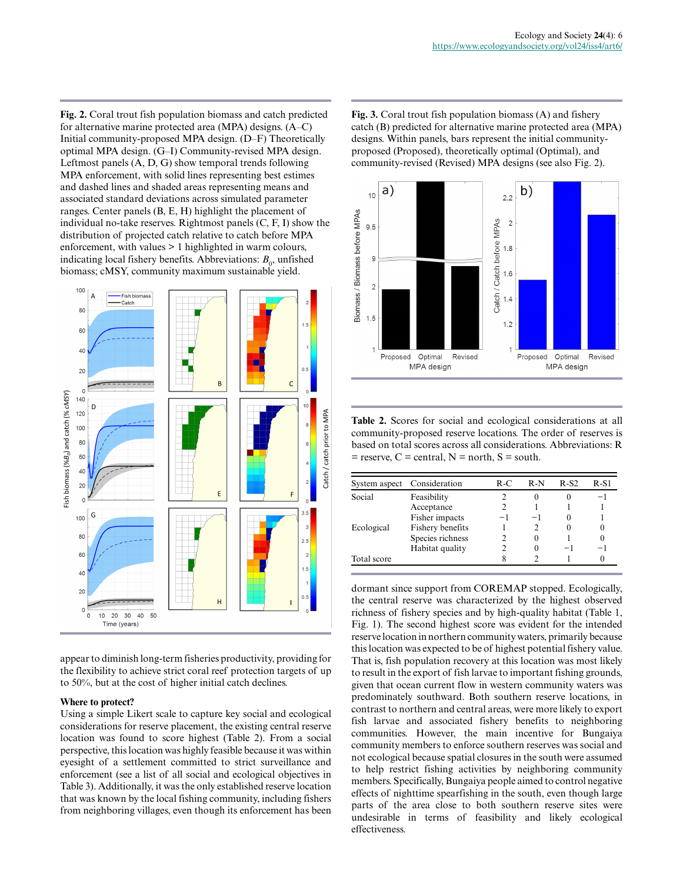**Fig. 2.** Coral trout fish population biomass and catch predicted for alternative marine protected area (MPA) designs. (A–C) Initial community-proposed MPA design. (D–F) Theoretically optimal MPA design. (G–I) Community-revised MPA design. Leftmost panels (A, D, G) show temporal trends following MPA enforcement, with solid lines representing best estimes and dashed lines and shaded areas representing means and associated standard deviations across simulated parameter ranges. Center panels (B, E, H) highlight the placement of individual no-take reserves. Rightmost panels (C, F, I) show the distribution of projected catch relative to catch before MPA enforcement, with values > 1 highlighted in warm colours, indicating local fishery benefits. Abbreviations: $B_0$, unfished biomass; cMSY, community maximum sustainable yield.

**Fig. 3.** Coral trout fish population biomass (A) and fishery catch (B) predicted for alternative marine protected area (MPA) designs. Within panels, bars represent the initial community-proposed (Proposed), theoretically optimal (Optimal), and community-revised (Revised) MPA designs (see also Fig. 2).

appear to diminish long-term fisheries productivity, providing for the flexibility to achieve strict coral reef protection targets of up to 50%, but at the cost of higher initial catch declines.

### Where to protect?

Using a simple Likert scale to capture key social and ecological considerations for reserve placement, the existing central reserve location was found to score highest (Table 2). From a social perspective, this location was highly feasible because it was within eyesight of a settlement committed to strict surveillance and enforcement (see a list of all social and ecological objectives in Table 3). Additionally, it was the only established reserve location that was known by the local fishing community, including fishers from neighboring villages, even though its enforcement has been dormant since support from COREMAP stopped. Ecologically, the central reserve was characterized by the highest observed richness of fishery species and by high-quality habitat (Table 1, Fig. 1). The second highest score was evident for the intended reserve location in northern community waters, primarily because this location was expected to be of highest potential fishery value. That is, fish population recovery at this location was most likely to result in the export of fish larvae to important fishing grounds, given that ocean current flow in western community waters was predominately southward. Both southern reserve locations, in contrast to northern and central areas, were more likely to export fish larvae and associated fishery benefits to neighboring communities. However, the main incentive for Bungaiya community members to enforce southern reserves was social and not ecological because spatial closures in the south were assumed to help restrict fishing activities by neighboring community members. Specifically, Bungaiya people aimed to control negative effects of nighttime spearfishing in the south, even though large parts of the area close to both southern reserve sites were undesirable in terms of feasibility and likely ecological effectiveness.

**Table 2.** Scores for social and ecological considerations at all community-proposed reserve locations. The order of reserves is based on total scores across all considerations. Abbreviations: R = reserve, C = central, N = north, S = south.

| System aspect | Consideration | R-C | R-N | R-S2 | R-S1 |
|---|---|---|---|---|---|
| Social | Feasibility | 2 | 0 | 0 | −1 |
| | Acceptance | 2 | 1 | 1 | 1 |
| | Fisher impacts | −1 | −1 | 0 | 1 |
| Ecological | Fishery benefits | 1 | 2 | 0 | 0 |
| | Species richness | 2 | 0 | 1 | 0 |
| | Habitat quality | 2 | 0 | −1 | −1 |
| Total score | | 8 | 2 | 1 | 0 |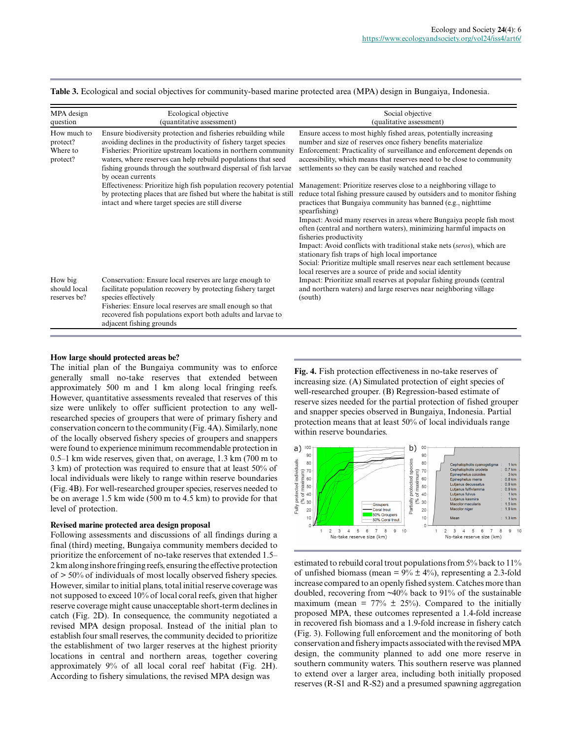**Table 3.** Ecological and social objectives for community-based marine protected area (MPA) design in Bungaiya, Indonesia.

| MPA design question | Ecological objective (quantitative assessment) | Social objective (qualitative assessment) |
|---|---|---|
| How much to protect? Where to protect? | Ensure biodiversity protection and fisheries rebuilding while avoiding declines in the productivity of fishery target species | Ensure access to most highly fished areas, potentially increasing number and size of reserves once fishery benefits materialize |
| | Fisheries: Prioritize upstream locations in northern community waters, where reserves can help rebuild populations that seed fishing grounds through the southward dispersal of fish larvae by ocean currents | Enforcement: Practicality of surveillance and enforcement depends on accessibility, which means that reserves need to be close to community settlements so they can be easily watched and reached |
| | Effectiveness: Prioritize high fish population recovery potential by protecting places that are fished but where the habitat is still intact and where target species are still diverse | Management: Prioritize reserves close to a neighboring village to reduce total fishing pressure caused by outsiders and to monitor fishing practices that Bungaiya community has banned (e.g., nighttime spearfishing) |
| | | Impact: Avoid many reserves in areas where Bungaiya people fish most often (central and northern waters), minimizing harmful impacts on fisheries productivity |
| | | Impact: Avoid conflicts with traditional stake nets (*seros*), which are stationary fish traps of high local importance |
| | | Social: Prioritize multiple small reserves near each settlement because local reserves are a source of pride and social identity |
| How big should local reserves be? | Conservation: Ensure local reserves are large enough to facilitate population recovery by protecting fishery target species effectively | Impact: Prioritize small reserves at popular fishing grounds (central and northern waters) and large reserves near neighboring village (south) |
| | Fisheries: Ensure local reserves are small enough so that recovered fish populations export both adults and larvae to adjacent fishing grounds | |

### How large should protected areas be?

The initial plan of the Bungaiya community was to enforce generally small no-take reserves that extended between approximately 500 m and 1 km along local fringing reefs. However, quantitative assessments revealed that reserves of this size were unlikely to offer sufficient protection to any well-researched species of groupers that were of primary fishery and conservation concern to the community (Fig. 4A). Similarly, none of the locally observed fishery species of groupers and snappers were found to experience minimum recommendable protection in 0.5–1 km wide reserves, given that, on average, 1.3 km (700 m to 3 km) of protection was required to ensure that at least 50% of local individuals were likely to range within reserve boundaries (Fig. 4B). For well-researched grouper species, reserves needed to be on average 1.5 km wide (500 m to 4.5 km) to provide for that level of protection.

### Revised marine protected area design proposal

Following assessments and discussions of all findings during a final (third) meeting, Bungaiya community members decided to prioritize the enforcement of no-take reserves that extended 1.5–2 km along inshore fringing reefs, ensuring the effective protection of > 50% of individuals of most locally observed fishery species. However, similar to initial plans, total initial reserve coverage was not supposed to exceed 10% of local coral reefs, given that higher reserve coverage might cause unacceptable short-term declines in catch (Fig. 2D). In consequence, the community negotiated a revised MPA design proposal. Instead of the initial plan to establish four small reserves, the community decided to prioritize the establishment of two larger reserves at the highest priority locations in central and northern areas, together covering approximately 9% of all local coral reef habitat (Fig. 2H). According to fishery simulations, the revised MPA design was estimated to rebuild coral trout populations from 5% back to 11% of unfished biomass (mean = 9% ± 4%), representing a 2.3-fold increase compared to an openly fished system. Catches more than doubled, recovering from ~40% back to 91% of the sustainable maximum (mean = 77% ± 25%). Compared to the initially proposed MPA, these outcomes represented a 1.4-fold increase in recovered fish biomass and a 1.9-fold increase in fishery catch (Fig. 3). Following full enforcement and the monitoring of both conservation and fishery impacts associated with the revised MPA design, the community planned to add one more reserve in southern community waters. This southern reserve was planned to extend over a larger area, including both initially proposed reserves (R-S1 and R-S2) and a presumed spawning aggregation

**Fig. 4.** Fish protection effectiveness in no-take reserves of increasing size. (A) Simulated protection of eight species of well-researched grouper. (B) Regression-based estimate of reserve sizes needed for the partial protection of fished grouper and snapper species observed in Bungaiya, Indonesia. Partial protection means that at least 50% of local individuals range within reserve boundaries.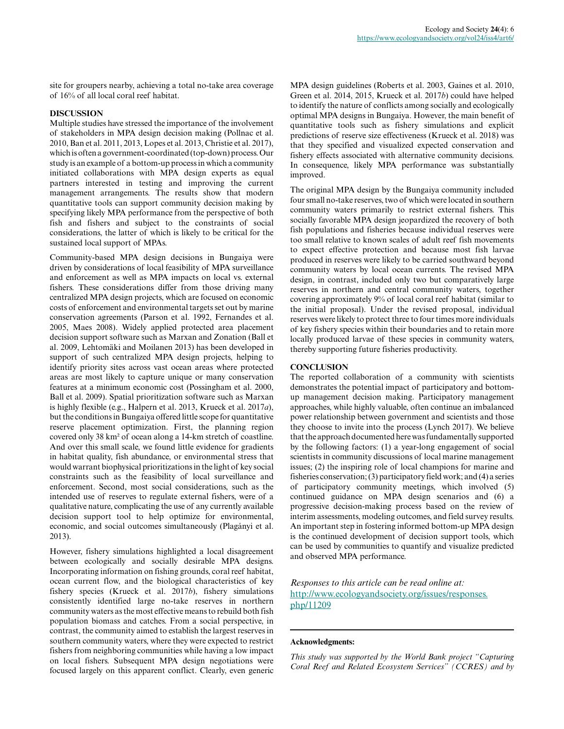site for groupers nearby, achieving a total no-take area coverage of 16% of all local coral reef habitat.

## DISCUSSION

Multiple studies have stressed the importance of the involvement of stakeholders in MPA design decision making (Pollnac et al. 2010, Ban et al. 2011, 2013, Lopes et al. 2013, Christie et al. 2017), which is often a government-coordinated (top-down) process. Our study is an example of a bottom-up process in which a community initiated collaborations with MPA design experts as equal partners interested in testing and improving the current management arrangements. The results show that modern quantitative tools can support community decision making by specifying likely MPA performance from the perspective of both fish and fishers and subject to the constraints of social considerations, the latter of which is likely to be critical for the sustained local support of MPAs.

Community-based MPA design decisions in Bungaiya were driven by considerations of local feasibility of MPA surveillance and enforcement as well as MPA impacts on local vs. external fishers. These considerations differ from those driving many centralized MPA design projects, which are focused on economic costs of enforcement and environmental targets set out by marine conservation agreements (Parson et al. 1992, Fernandes et al. 2005, Maes 2008). Widely applied protected area placement decision support software such as Marxan and Zonation (Ball et al. 2009, Lehtomäki and Moilanen 2013) has been developed in support of such centralized MPA design projects, helping to identify priority sites across vast ocean areas where protected areas are most likely to capture unique or many conservation features at a minimum economic cost (Possingham et al. 2000, Ball et al. 2009). Spatial prioritization software such as Marxan is highly flexible (e.g., Halpern et al. 2013, Krueck et al. 2017*a*), but the conditions in Bungaiya offered little scope for quantitative reserve placement optimization. First, the planning region covered only 38 km² of ocean along a 14-km stretch of coastline. And over this small scale, we found little evidence for gradients in habitat quality, fish abundance, or environmental stress that would warrant biophysical prioritizations in the light of key social constraints such as the feasibility of local surveillance and enforcement. Second, most social considerations, such as the intended use of reserves to regulate external fishers, were of a qualitative nature, complicating the use of any currently available decision support tool to help optimize for environmental, economic, and social outcomes simultaneously (Plagányi et al. 2013).

However, fishery simulations highlighted a local disagreement between ecologically and socially desirable MPA designs. Incorporating information on fishing grounds, coral reef habitat, ocean current flow, and the biological characteristics of key fishery species (Krueck et al. 2017*b*), fishery simulations consistently identified large no-take reserves in northern community waters as the most effective means to rebuild both fish population biomass and catches. From a social perspective, in contrast, the community aimed to establish the largest reserves in southern community waters, where they were expected to restrict fishers from neighboring communities while having a low impact on local fishers. Subsequent MPA design negotiations were focused largely on this apparent conflict. Clearly, even generic MPA design guidelines (Roberts et al. 2003, Gaines et al. 2010, Green et al. 2014, 2015, Krueck et al. 2017*b*) could have helped to identify the nature of conflicts among socially and ecologically optimal MPA designs in Bungaiya. However, the main benefit of quantitative tools such as fishery simulations and explicit predictions of reserve size effectiveness (Krueck et al. 2018) was that they specified and visualized expected conservation and fishery effects associated with alternative community decisions. In consequence, likely MPA performance was substantially improved.

The original MPA design by the Bungaiya community included four small no-take reserves, two of which were located in southern community waters primarily to restrict external fishers. This socially favorable MPA design jeopardized the recovery of both fish populations and fisheries because individual reserves were too small relative to known scales of adult reef fish movements to expect effective protection and because most fish larvae produced in reserves were likely to be carried southward beyond community waters by local ocean currents. The revised MPA design, in contrast, included only two but comparatively large reserves in northern and central community waters, together covering approximately 9% of local coral reef habitat (similar to the initial proposal). Under the revised proposal, individual reserves were likely to protect three to four times more individuals of key fishery species within their boundaries and to retain more locally produced larvae of these species in community waters, thereby supporting future fisheries productivity.

## CONCLUSION

The reported collaboration of a community with scientists demonstrates the potential impact of participatory and bottom-up management decision making. Participatory management approaches, while highly valuable, often continue an imbalanced power relationship between government and scientists and those they choose to invite into the process (Lynch 2017). We believe that the approach documented here was fundamentally supported by the following factors: (1) a year-long engagement of social scientists in community discussions of local marine management issues; (2) the inspiring role of local champions for marine and fisheries conservation; (3) participatory field work; and (4) a series of participatory community meetings, which involved (5) continued guidance on MPA design scenarios and (6) a progressive decision-making process based on the review of interim assessments, modeling outcomes, and field survey results. An important step in fostering informed bottom-up MPA design is the continued development of decision support tools, which can be used by communities to quantify and visualize predicted and observed MPA performance.

*Responses to this article can be read online at:* http://www.ecologyandsociety.org/issues/responses.php/11209

**Acknowledgments:**

*This study was supported by the World Bank project "Capturing Coral Reef and Related Ecosystem Services" (CCRES) and by*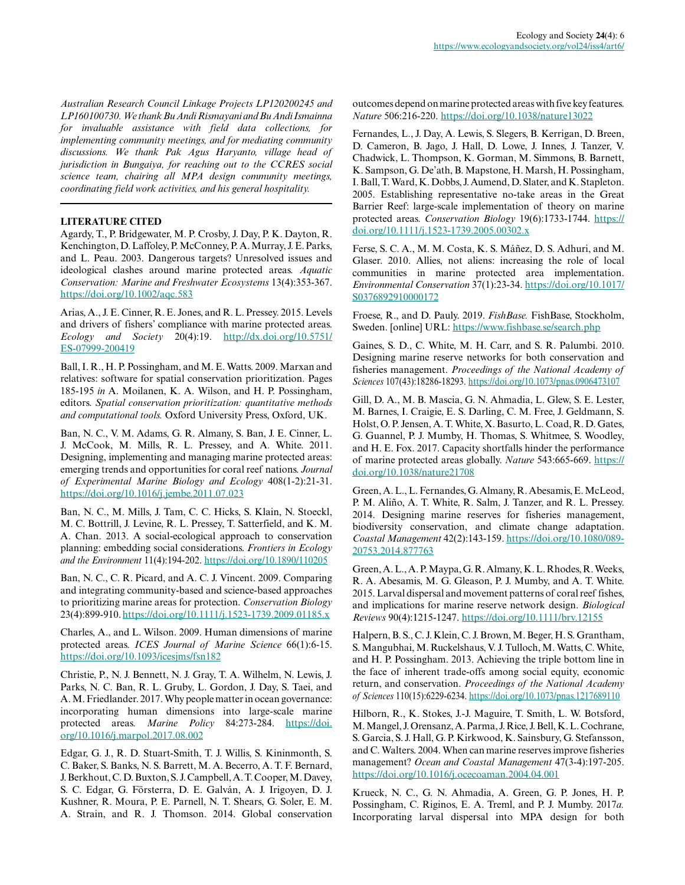*Australian Research Council Linkage Projects LP120200245 and LP160100730. We thank Bu Andi Rismayani and Bu Andi Ismainna for invaluable assistance with field data collections, for implementing community meetings, and for mediating community discussions. We thank Pak Agus Haryanto, village head of jurisdiction in Bungaiya, for reaching out to the CCRES social science team, chairing all MPA design community meetings, coordinating field work activities, and his general hospitality.*

## LITERATURE CITED

Agardy, T., P. Bridgewater, M. P. Crosby, J. Day, P. K. Dayton, R. Kenchington, D. Laffoley, P. McConney, P. A. Murray, J. E. Parks, and L. Peau. 2003. Dangerous targets? Unresolved issues and ideological clashes around marine protected areas. *Aquatic Conservation: Marine and Freshwater Ecosystems* 13(4):353-367. https://doi.org/10.1002/aqc.583

Arias, A., J. E. Cinner, R. E. Jones, and R. L. Pressey. 2015. Levels and drivers of fishers' compliance with marine protected areas. *Ecology and Society* 20(4):19. http://dx.doi.org/10.5751/ES-07999-200419

Ball, I. R., H. P. Possingham, and M. E. Watts. 2009. Marxan and relatives: software for spatial conservation prioritization. Pages 185-195 *in* A. Moilanen, K. A. Wilson, and H. P. Possingham, editors. *Spatial conservation prioritization: quantitative methods and computational tools.* Oxford University Press, Oxford, UK.

Ban, N. C., V. M. Adams, G. R. Almany, S. Ban, J. E. Cinner, L. J. McCook, M. Mills, R. L. Pressey, and A. White. 2011. Designing, implementing and managing marine protected areas: emerging trends and opportunities for coral reef nations. *Journal of Experimental Marine Biology and Ecology* 408(1-2):21-31. https://doi.org/10.1016/j.jembe.2011.07.023

Ban, N. C., M. Mills, J. Tam, C. C. Hicks, S. Klain, N. Stoeckl, M. C. Bottrill, J. Levine, R. L. Pressey, T. Satterfield, and K. M. A. Chan. 2013. A social-ecological approach to conservation planning: embedding social considerations. *Frontiers in Ecology and the Environment* 11(4):194-202. https://doi.org/10.1890/110205

Ban, N. C., C. R. Picard, and A. C. J. Vincent. 2009. Comparing and integrating community-based and science-based approaches to prioritizing marine areas for protection. *Conservation Biology* 23(4):899-910. https://doi.org/10.1111/j.1523-1739.2009.01185.x

Charles, A., and L. Wilson. 2009. Human dimensions of marine protected areas. *ICES Journal of Marine Science* 66(1):6-15. https://doi.org/10.1093/icesjms/fsn182

Christie, P., N. J. Bennett, N. J. Gray, T. A. Wilhelm, N. Lewis, J. Parks, N. C. Ban, R. L. Gruby, L. Gordon, J. Day, S. Taei, and A. M. Friedlander. 2017. Why people matter in ocean governance: incorporating human dimensions into large-scale marine protected areas. *Marine Policy* 84:273-284. https://doi.org/10.1016/j.marpol.2017.08.002

Edgar, G. J., R. D. Stuart-Smith, T. J. Willis, S. Kininmonth, S. C. Baker, S. Banks, N. S. Barrett, M. A. Becerro, A. T. F. Bernard, J. Berkhout, C. D. Buxton, S. J. Campbell, A. T. Cooper, M. Davey, S. C. Edgar, G. Försterra, D. E. Galván, A. J. Irigoyen, D. J. Kushner, R. Moura, P. E. Parnell, N. T. Shears, G. Soler, E. M. A. Strain, and R. J. Thomson. 2014. Global conservation outcomes depend on marine protected areas with five key features. *Nature* 506:216-220. https://doi.org/10.1038/nature13022

Fernandes, L., J. Day, A. Lewis, S. Slegers, B. Kerrigan, D. Breen, D. Cameron, B. Jago, J. Hall, D. Lowe, J. Innes, J. Tanzer, V. Chadwick, L. Thompson, K. Gorman, M. Simmons, B. Barnett, K. Sampson, G. De'ath, B. Mapstone, H. Marsh, H. Possingham, I. Ball, T. Ward, K. Dobbs, J. Aumend, D. Slater, and K. Stapleton. 2005. Establishing representative no-take areas in the Great Barrier Reef: large-scale implementation of theory on marine protected areas. *Conservation Biology* 19(6):1733-1744. https://doi.org/10.1111/j.1523-1739.2005.00302.x

Ferse, S. C. A., M. M. Costa, K. S. Máñez, D. S. Adhuri, and M. Glaser. 2010. Allies, not aliens: increasing the role of local communities in marine protected area implementation. *Environmental Conservation* 37(1):23-34. https://doi.org/10.1017/S0376892910000172

Froese, R., and D. Pauly. 2019. *FishBase.* FishBase, Stockholm, Sweden. [online] URL: https://www.fishbase.se/search.php

Gaines, S. D., C. White, M. H. Carr, and S. R. Palumbi. 2010. Designing marine reserve networks for both conservation and fisheries management. *Proceedings of the National Academy of Sciences* 107(43):18286-18293. https://doi.org/10.1073/pnas.0906473107

Gill, D. A., M. B. Mascia, G. N. Ahmadia, L. Glew, S. E. Lester, M. Barnes, I. Craigie, E. S. Darling, C. M. Free, J. Geldmann, S. Holst, O. P. Jensen, A. T. White, X. Basurto, L. Coad, R. D. Gates, G. Guannel, P. J. Mumby, H. Thomas, S. Whitmee, S. Woodley, and H. E. Fox. 2017. Capacity shortfalls hinder the performance of marine protected areas globally. *Nature* 543:665-669. https://doi.org/10.1038/nature21708

Green, A. L., L. Fernandes, G. Almany, R. Abesamis, E. McLeod, P. M. Aliño, A. T. White, R. Salm, J. Tanzer, and R. L. Pressey. 2014. Designing marine reserves for fisheries management, biodiversity conservation, and climate change adaptation. *Coastal Management* 42(2):143-159. https://doi.org/10.1080/08920753.2014.877763

Green, A. L., A. P. Maypa, G. R. Almany, K. L. Rhodes, R. Weeks, R. A. Abesamis, M. G. Gleason, P. J. Mumby, and A. T. White. 2015. Larval dispersal and movement patterns of coral reef fishes, and implications for marine reserve network design. *Biological Reviews* 90(4):1215-1247. https://doi.org/10.1111/brv.12155

Halpern, B. S., C. J. Klein, C. J. Brown, M. Beger, H. S. Grantham, S. Mangubhai, M. Ruckelshaus, V. J. Tulloch, M. Watts, C. White, and H. P. Possingham. 2013. Achieving the triple bottom line in the face of inherent trade-offs among social equity, economic return, and conservation. *Proceedings of the National Academy of Sciences* 110(15):6229-6234. https://doi.org/10.1073/pnas.1217689110

Hilborn, R., K. Stokes, J.-J. Maguire, T. Smith, L. W. Botsford, M. Mangel, J. Orensanz, A. Parma, J. Rice, J. Bell, K. L. Cochrane, S. Garcia, S. J. Hall, G. P. Kirkwood, K. Sainsbury, G. Stefansson, and C. Walters. 2004. When can marine reserves improve fisheries management? *Ocean and Coastal Management* 47(3-4):197-205. https://doi.org/10.1016/j.ocecoaman.2004.04.001

Krueck, N. C., G. N. Ahmadia, A. Green, G. P. Jones, H. P. Possingham, C. Riginos, E. A. Treml, and P. J. Mumby. 2017*a*. Incorporating larval dispersal into MPA design for both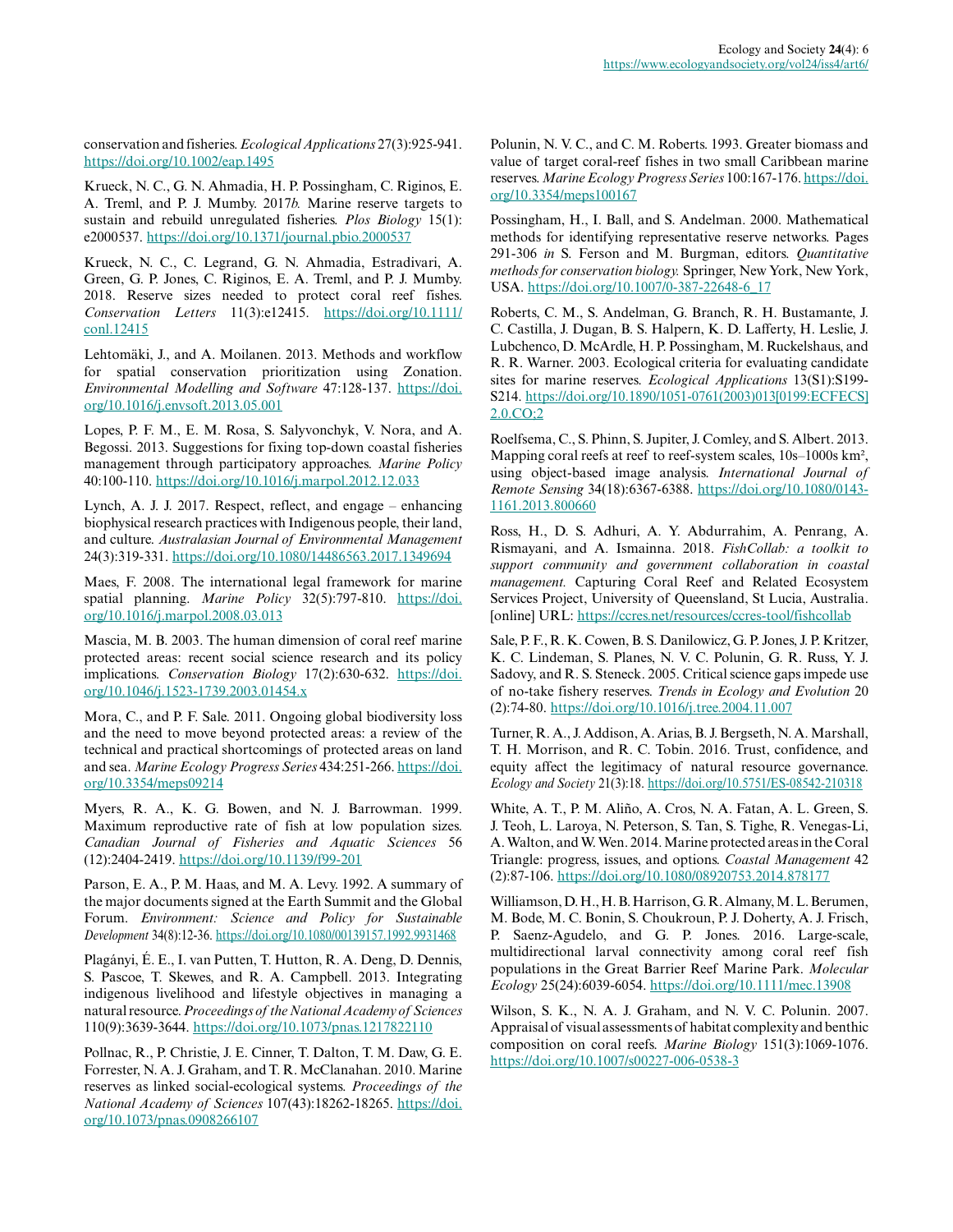conservation and fisheries. *Ecological Applications* 27(3):925-941. https://doi.org/10.1002/eap.1495

Krueck, N. C., G. N. Ahmadia, H. P. Possingham, C. Riginos, E. A. Treml, and P. J. Mumby. 2017*b.* Marine reserve targets to sustain and rebuild unregulated fisheries. *Plos Biology* 15(1): e2000537. https://doi.org/10.1371/journal.pbio.2000537

Krueck, N. C., C. Legrand, G. N. Ahmadia, Estradivari, A. Green, G. P. Jones, C. Riginos, E. A. Treml, and P. J. Mumby. 2018. Reserve sizes needed to protect coral reef fishes. *Conservation Letters* 11(3):e12415. https://doi.org/10.1111/conl.12415

Lehtomäki, J., and A. Moilanen. 2013. Methods and workflow for spatial conservation prioritization using Zonation. *Environmental Modelling and Software* 47:128-137. https://doi.org/10.1016/j.envsoft.2013.05.001

Lopes, P. F. M., E. M. Rosa, S. Salyvonchyk, V. Nora, and A. Begossi. 2013. Suggestions for fixing top-down coastal fisheries management through participatory approaches. *Marine Policy* 40:100-110. https://doi.org/10.1016/j.marpol.2012.12.033

Lynch, A. J. J. 2017. Respect, reflect, and engage – enhancing biophysical research practices with Indigenous people, their land, and culture. *Australasian Journal of Environmental Management* 24(3):319-331. https://doi.org/10.1080/14486563.2017.1349694

Maes, F. 2008. The international legal framework for marine spatial planning. *Marine Policy* 32(5):797-810. https://doi.org/10.1016/j.marpol.2008.03.013

Mascia, M. B. 2003. The human dimension of coral reef marine protected areas: recent social science research and its policy implications. *Conservation Biology* 17(2):630-632. https://doi.org/10.1046/j.1523-1739.2003.01454.x

Mora, C., and P. F. Sale. 2011. Ongoing global biodiversity loss and the need to move beyond protected areas: a review of the technical and practical shortcomings of protected areas on land and sea. *Marine Ecology Progress Series* 434:251-266. https://doi.org/10.3354/meps09214

Myers, R. A., K. G. Bowen, and N. J. Barrowman. 1999. Maximum reproductive rate of fish at low population sizes. *Canadian Journal of Fisheries and Aquatic Sciences* 56 (12):2404-2419. https://doi.org/10.1139/f99-201

Parson, E. A., P. M. Haas, and M. A. Levy. 1992. A summary of the major documents signed at the Earth Summit and the Global Forum. *Environment: Science and Policy for Sustainable Development* 34(8):12-36. https://doi.org/10.1080/00139157.1992.9931468

Plagányi, É. E., I. van Putten, T. Hutton, R. A. Deng, D. Dennis, S. Pascoe, T. Skewes, and R. A. Campbell. 2013. Integrating indigenous livelihood and lifestyle objectives in managing a natural resource. *Proceedings of the National Academy of Sciences* 110(9):3639-3644. https://doi.org/10.1073/pnas.1217822110

Pollnac, R., P. Christie, J. E. Cinner, T. Dalton, T. M. Daw, G. E. Forrester, N. A. J. Graham, and T. R. McClanahan. 2010. Marine reserves as linked social-ecological systems. *Proceedings of the National Academy of Sciences* 107(43):18262-18265. https://doi.org/10.1073/pnas.0908266107

Polunin, N. V. C., and C. M. Roberts. 1993. Greater biomass and value of target coral-reef fishes in two small Caribbean marine reserves. *Marine Ecology Progress Series* 100:167-176. https://doi.org/10.3354/meps100167

Possingham, H., I. Ball, and S. Andelman. 2000. Mathematical methods for identifying representative reserve networks. Pages 291-306 *in* S. Ferson and M. Burgman, editors. *Quantitative methods for conservation biology.* Springer, New York, New York, USA. https://doi.org/10.1007/0-387-22648-6_17

Roberts, C. M., S. Andelman, G. Branch, R. H. Bustamante, J. C. Castilla, J. Dugan, B. S. Halpern, K. D. Lafferty, H. Leslie, J. Lubchenco, D. McArdle, H. P. Possingham, M. Ruckelshaus, and R. R. Warner. 2003. Ecological criteria for evaluating candidate sites for marine reserves. *Ecological Applications* 13(S1):S199-S214. https://doi.org/10.1890/1051-0761(2003)013[0199:ECFECS]2.0.CO;2

Roelfsema, C., S. Phinn, S. Jupiter, J. Comley, and S. Albert. 2013. Mapping coral reefs at reef to reef-system scales, 10s–1000s km², using object-based image analysis. *International Journal of Remote Sensing* 34(18):6367-6388. https://doi.org/10.1080/01431161.2013.800660

Ross, H., D. S. Adhuri, A. Y. Abdurrahim, A. Penrang, A. Rismayani, and A. Ismainna. 2018. *FishCollab: a toolkit to support community and government collaboration in coastal management.* Capturing Coral Reef and Related Ecosystem Services Project, University of Queensland, St Lucia, Australia. [online] URL: https://ccres.net/resources/ccres-tool/fishcollab

Sale, P. F., R. K. Cowen, B. S. Danilowicz, G. P. Jones, J. P. Kritzer, K. C. Lindeman, S. Planes, N. V. C. Polunin, G. R. Russ, Y. J. Sadovy, and R. S. Steneck. 2005. Critical science gaps impede use of no-take fishery reserves. *Trends in Ecology and Evolution* 20 (2):74-80. https://doi.org/10.1016/j.tree.2004.11.007

Turner, R. A., J. Addison, A. Arias, B. J. Bergseth, N. A. Marshall, T. H. Morrison, and R. C. Tobin. 2016. Trust, confidence, and equity affect the legitimacy of natural resource governance. *Ecology and Society* 21(3):18. https://doi.org/10.5751/ES-08542-210318

White, A. T., P. M. Aliño, A. Cros, N. A. Fatan, A. L. Green, S. J. Teoh, L. Laroya, N. Peterson, S. Tan, S. Tighe, R. Venegas-Li, A. Walton, and W. Wen. 2014. Marine protected areas in the Coral Triangle: progress, issues, and options. *Coastal Management* 42 (2):87-106. https://doi.org/10.1080/08920753.2014.878177

Williamson, D. H., H. B. Harrison, G. R. Almany, M. L. Berumen, M. Bode, M. C. Bonin, S. Choukroun, P. J. Doherty, A. J. Frisch, P. Saenz-Agudelo, and G. P. Jones. 2016. Large-scale, multidirectional larval connectivity among coral reef fish populations in the Great Barrier Reef Marine Park. *Molecular Ecology* 25(24):6039-6054. https://doi.org/10.1111/mec.13908

Wilson, S. K., N. A. J. Graham, and N. V. C. Polunin. 2007. Appraisal of visual assessments of habitat complexity and benthic composition on coral reefs. *Marine Biology* 151(3):1069-1076. https://doi.org/10.1007/s00227-006-0538-3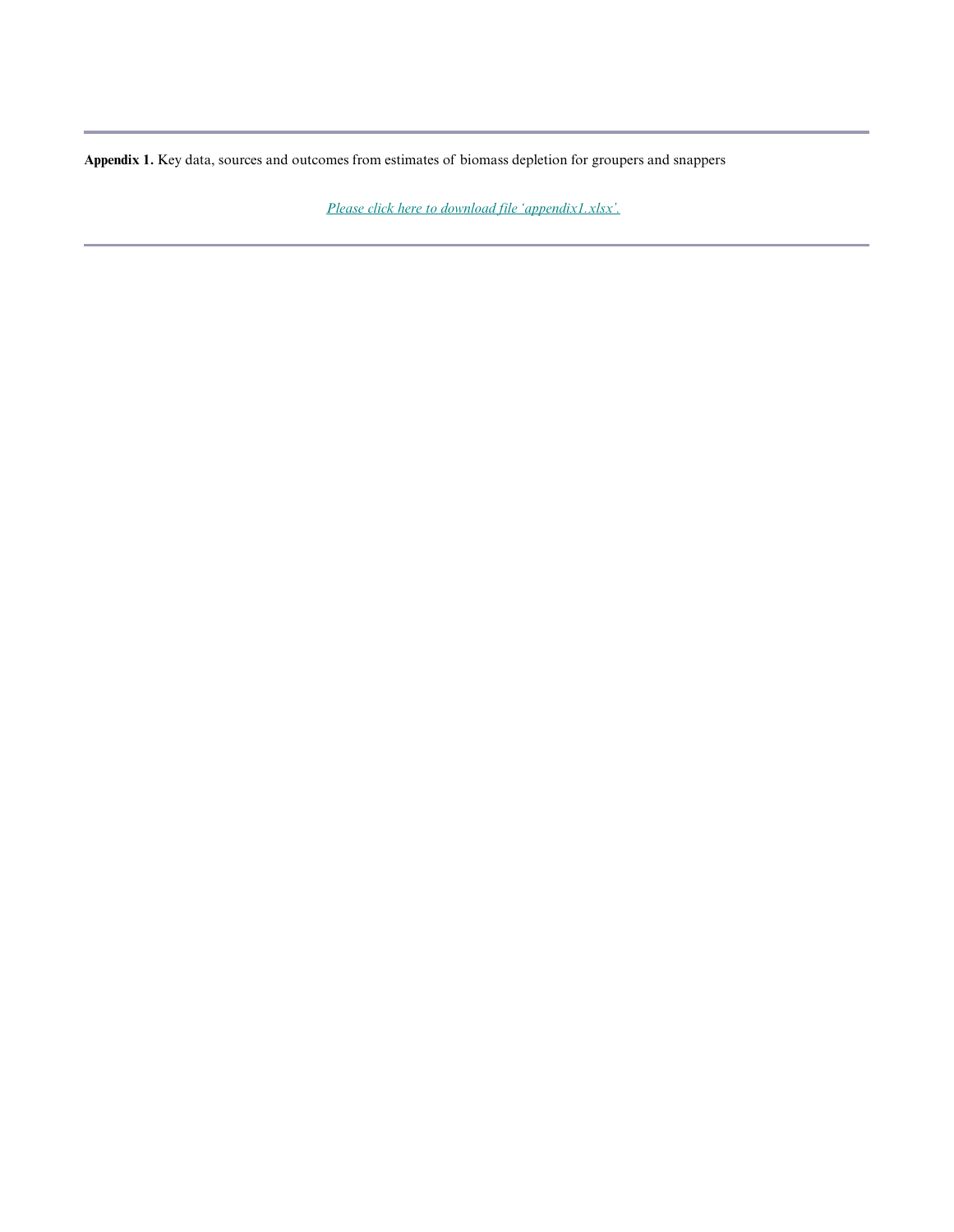**Appendix 1.** Key data, sources and outcomes from estimates of biomass depletion for groupers and snappers

*Please click here to download file 'appendix1.xlsx'.*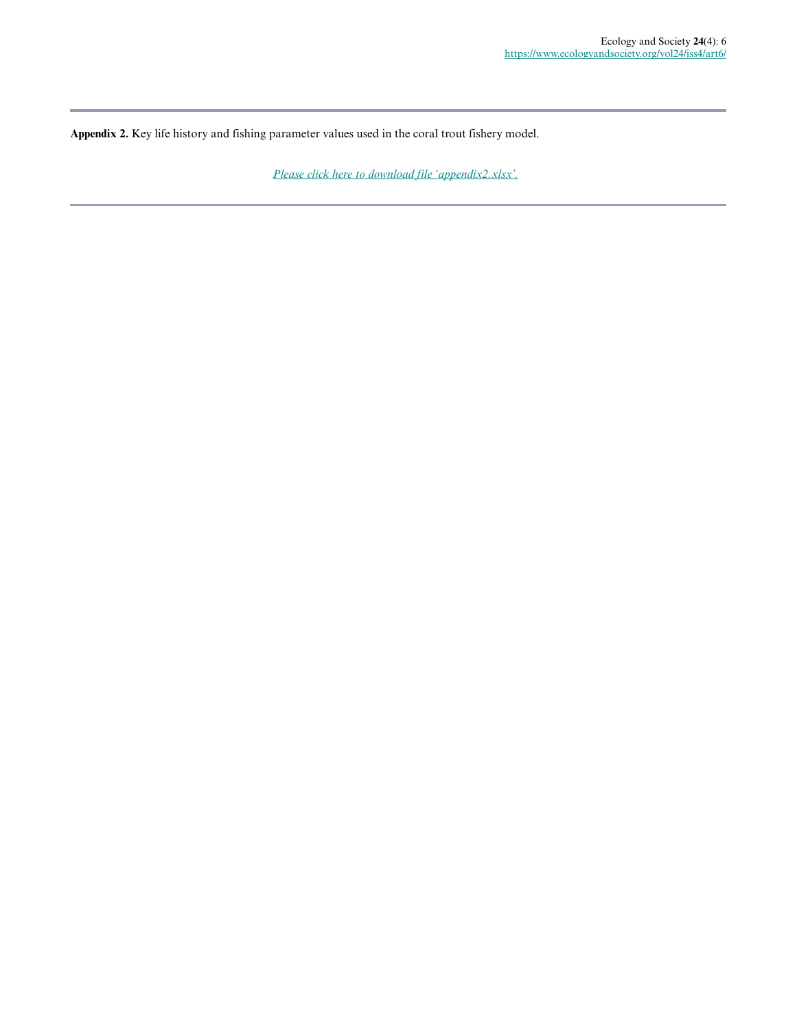**Appendix 2.** Key life history and fishing parameter values used in the coral trout fishery model.

*Please click here to download file 'appendix2.xlsx'.*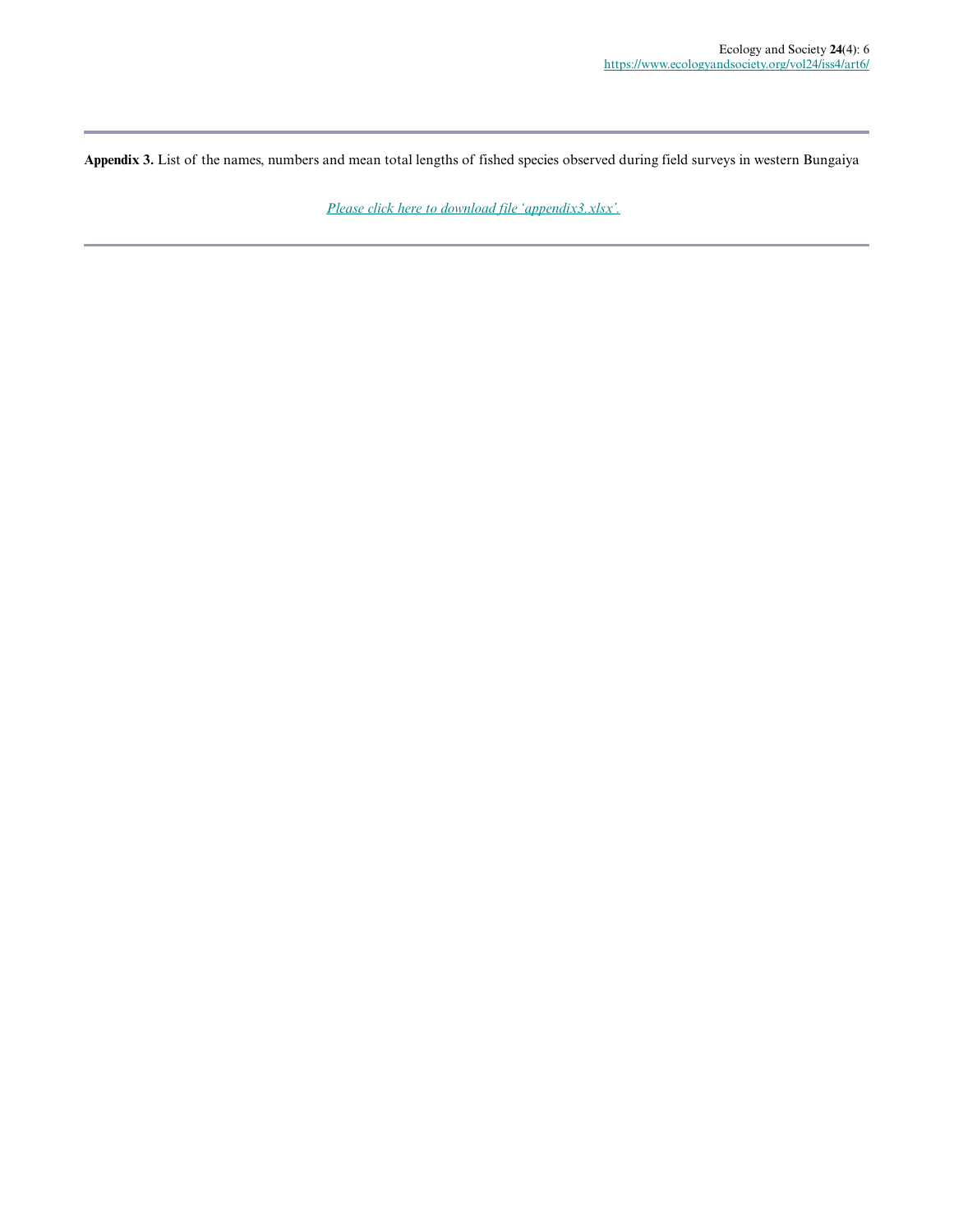**Appendix 3.** List of the names, numbers and mean total lengths of fished species observed during field surveys in western Bungaiya

*Please click here to download file 'appendix3.xlsx'.*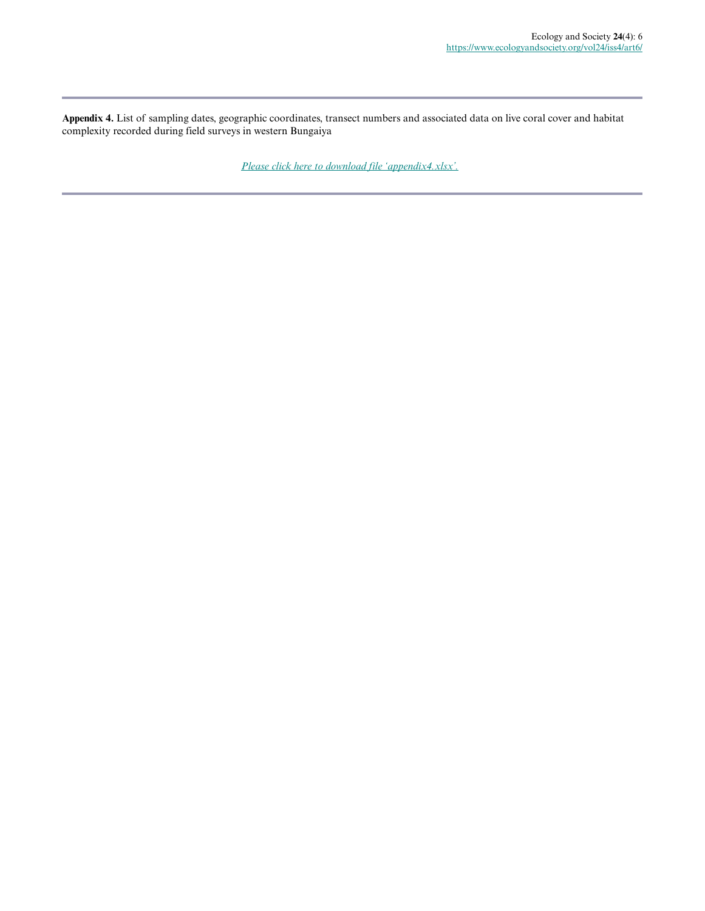**Appendix 4.** List of sampling dates, geographic coordinates, transect numbers and associated data on live coral cover and habitat complexity recorded during field surveys in western Bungaiya

*Please click here to download file 'appendix4.xlsx'.*